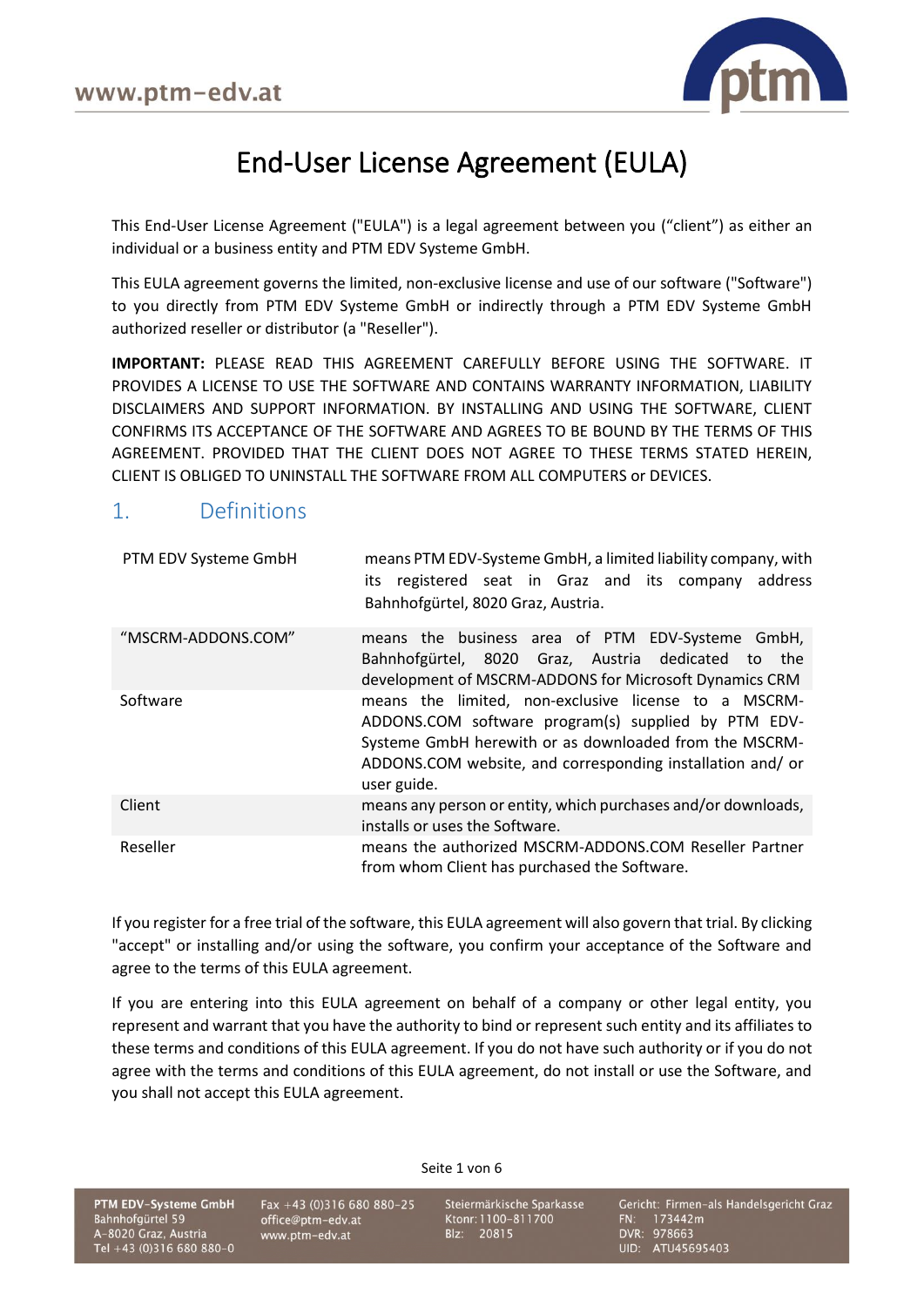# End-User License Agreement (EULA)

This End-User License Agreement ("EULA") is a legal agreement between you ("client") as either an individual or a business entity and PTM EDV Systeme GmbH.

This EULA agreement governs the limited, non-exclusive license and use of our software ("Software") to you directly from PTM EDV Systeme GmbH or indirectly through a PTM EDV Systeme GmbH authorized reseller or distributor (a "Reseller").

**IMPORTANT:** PLEASE READ THIS AGREEMENT CAREFULLY BEFORE USING THE SOFTWARE. IT PROVIDES A LICENSE TO USE THE SOFTWARE AND CONTAINS WARRANTY INFORMATION, LIABILITY DISCLAIMERS AND SUPPORT INFORMATION. BY INSTALLING AND USING THE SOFTWARE, CLIENT CONFIRMS ITS ACCEPTANCE OF THE SOFTWARE AND AGREES TO BE BOUND BY THE TERMS OF THIS AGREEMENT. PROVIDED THAT THE CLIENT DOES NOT AGREE TO THESE TERMS STATED HEREIN, CLIENT IS OBLIGED TO UNINSTALL THE SOFTWARE FROM ALL COMPUTERS or DEVICES.

## 1. Definitions

| | |
|---|---|
| PTM EDV Systeme GmbH | means PTM EDV-Systeme GmbH, a limited liability company, with its registered seat in Graz and its company address Bahnhofgürtel, 8020 Graz, Austria. |
| "MSCRM-ADDONS.COM" | means the business area of PTM EDV-Systeme GmbH, Bahnhofgürtel, 8020 Graz, Austria dedicated to the development of MSCRM-ADDONS for Microsoft Dynamics CRM |
| Software | means the limited, non-exclusive license to a MSCRM-ADDONS.COM software program(s) supplied by PTM EDV-Systeme GmbH herewith or as downloaded from the MSCRM-ADDONS.COM website, and corresponding installation and/ or user guide. |
| Client | means any person or entity, which purchases and/or downloads, installs or uses the Software. |
| Reseller | means the authorized MSCRM-ADDONS.COM Reseller Partner from whom Client has purchased the Software. |

If you register for a free trial of the software, this EULA agreement will also govern that trial. By clicking "accept" or installing and/or using the software, you confirm your acceptance of the Software and agree to the terms of this EULA agreement.

If you are entering into this EULA agreement on behalf of a company or other legal entity, you represent and warrant that you have the authority to bind or represent such entity and its affiliates to these terms and conditions of this EULA agreement. If you do not have such authority or if you do not agree with the terms and conditions of this EULA agreement, do not install or use the Software, and you shall not accept this EULA agreement.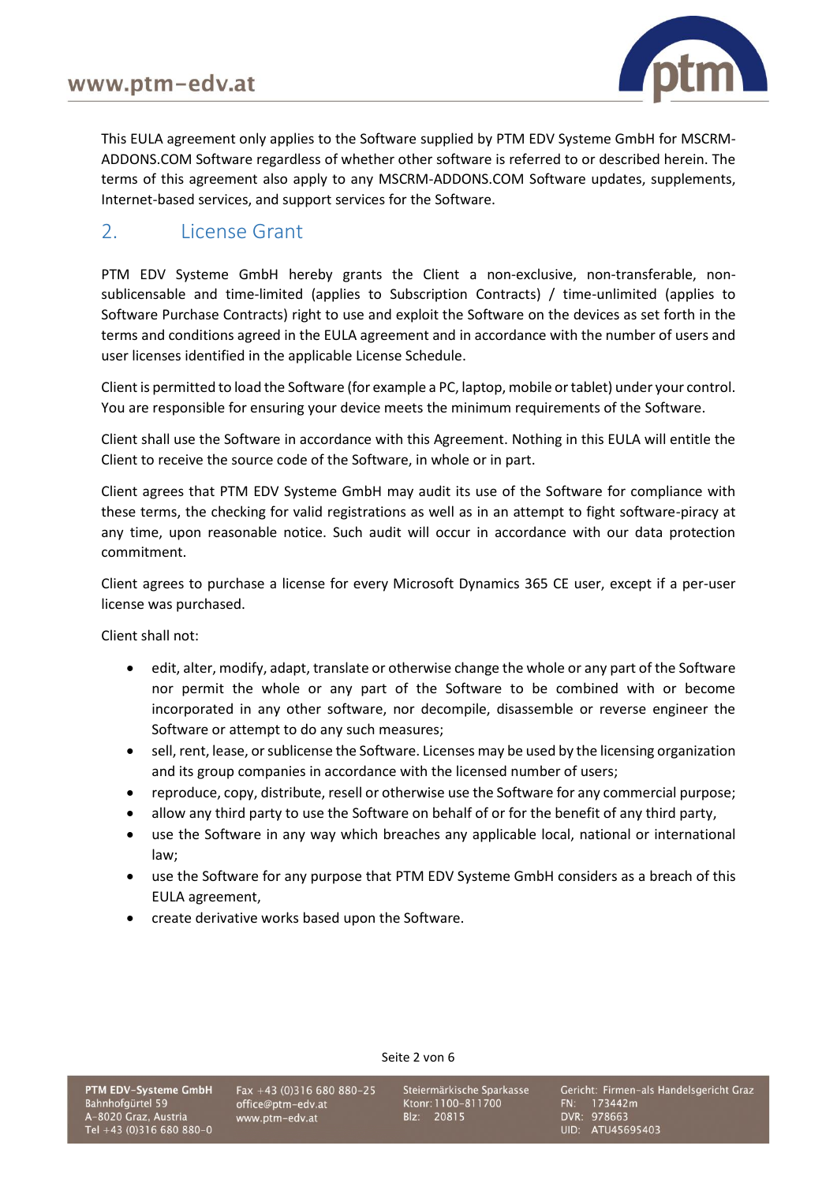This EULA agreement only applies to the Software supplied by PTM EDV Systeme GmbH for MSCRM-ADDONS.COM Software regardless of whether other software is referred to or described herein. The terms of this agreement also apply to any MSCRM-ADDONS.COM Software updates, supplements, Internet-based services, and support services for the Software.

## 2. License Grant

PTM EDV Systeme GmbH hereby grants the Client a non-exclusive, non-transferable, non-sublicensable and time-limited (applies to Subscription Contracts) / time-unlimited (applies to Software Purchase Contracts) right to use and exploit the Software on the devices as set forth in the terms and conditions agreed in the EULA agreement and in accordance with the number of users and user licenses identified in the applicable License Schedule.

Client is permitted to load the Software (for example a PC, laptop, mobile or tablet) under your control. You are responsible for ensuring your device meets the minimum requirements of the Software.

Client shall use the Software in accordance with this Agreement. Nothing in this EULA will entitle the Client to receive the source code of the Software, in whole or in part.

Client agrees that PTM EDV Systeme GmbH may audit its use of the Software for compliance with these terms, the checking for valid registrations as well as in an attempt to fight software-piracy at any time, upon reasonable notice. Such audit will occur in accordance with our data protection commitment.

Client agrees to purchase a license for every Microsoft Dynamics 365 CE user, except if a per-user license was purchased.

Client shall not:

- edit, alter, modify, adapt, translate or otherwise change the whole or any part of the Software nor permit the whole or any part of the Software to be combined with or become incorporated in any other software, nor decompile, disassemble or reverse engineer the Software or attempt to do any such measures;
- sell, rent, lease, or sublicense the Software. Licenses may be used by the licensing organization and its group companies in accordance with the licensed number of users;
- reproduce, copy, distribute, resell or otherwise use the Software for any commercial purpose;
- allow any third party to use the Software on behalf of or for the benefit of any third party,
- use the Software in any way which breaches any applicable local, national or international law;
- use the Software for any purpose that PTM EDV Systeme GmbH considers as a breach of this EULA agreement,
- create derivative works based upon the Software.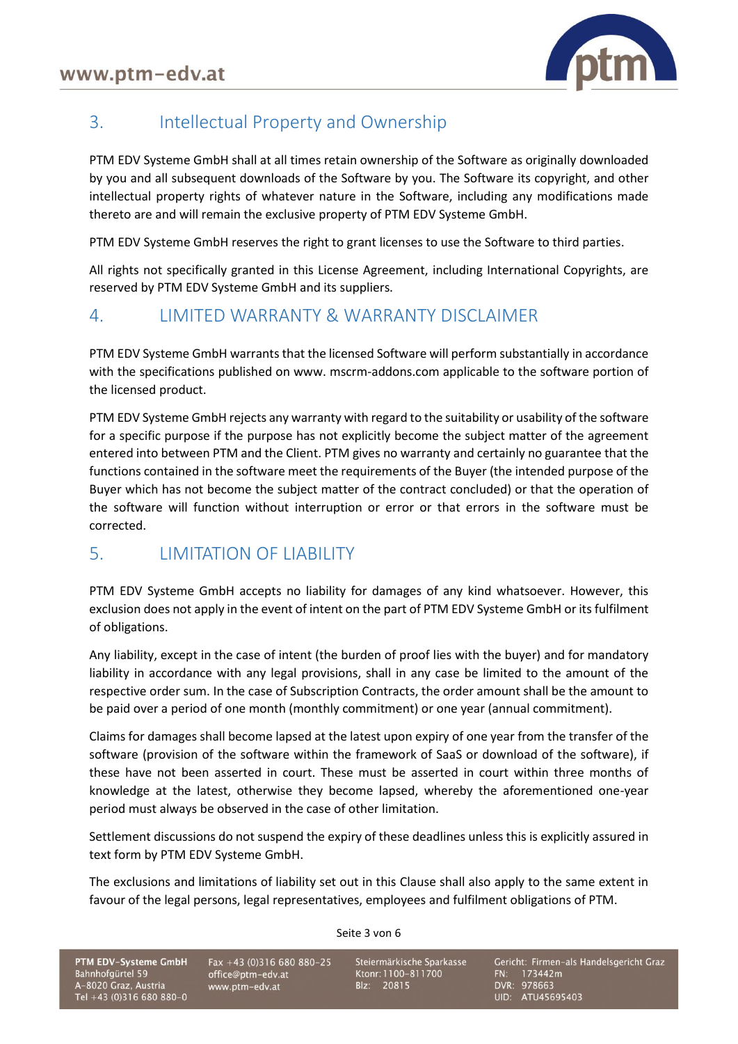## 3. Intellectual Property and Ownership

PTM EDV Systeme GmbH shall at all times retain ownership of the Software as originally downloaded by you and all subsequent downloads of the Software by you. The Software its copyright, and other intellectual property rights of whatever nature in the Software, including any modifications made thereto are and will remain the exclusive property of PTM EDV Systeme GmbH.

PTM EDV Systeme GmbH reserves the right to grant licenses to use the Software to third parties.

All rights not specifically granted in this License Agreement, including International Copyrights, are reserved by PTM EDV Systeme GmbH and its suppliers.

## 4. LIMITED WARRANTY & WARRANTY DISCLAIMER

PTM EDV Systeme GmbH warrants that the licensed Software will perform substantially in accordance with the specifications published on www. mscrm-addons.com applicable to the software portion of the licensed product.

PTM EDV Systeme GmbH rejects any warranty with regard to the suitability or usability of the software for a specific purpose if the purpose has not explicitly become the subject matter of the agreement entered into between PTM and the Client. PTM gives no warranty and certainly no guarantee that the functions contained in the software meet the requirements of the Buyer (the intended purpose of the Buyer which has not become the subject matter of the contract concluded) or that the operation of the software will function without interruption or error or that errors in the software must be corrected.

## 5. LIMITATION OF LIABILITY

PTM EDV Systeme GmbH accepts no liability for damages of any kind whatsoever. However, this exclusion does not apply in the event of intent on the part of PTM EDV Systeme GmbH or its fulfilment of obligations.

Any liability, except in the case of intent (the burden of proof lies with the buyer) and for mandatory liability in accordance with any legal provisions, shall in any case be limited to the amount of the respective order sum. In the case of Subscription Contracts, the order amount shall be the amount to be paid over a period of one month (monthly commitment) or one year (annual commitment).

Claims for damages shall become lapsed at the latest upon expiry of one year from the transfer of the software (provision of the software within the framework of SaaS or download of the software), if these have not been asserted in court. These must be asserted in court within three months of knowledge at the latest, otherwise they become lapsed, whereby the aforementioned one-year period must always be observed in the case of other limitation.

Settlement discussions do not suspend the expiry of these deadlines unless this is explicitly assured in text form by PTM EDV Systeme GmbH.

The exclusions and limitations of liability set out in this Clause shall also apply to the same extent in favour of the legal persons, legal representatives, employees and fulfilment obligations of PTM.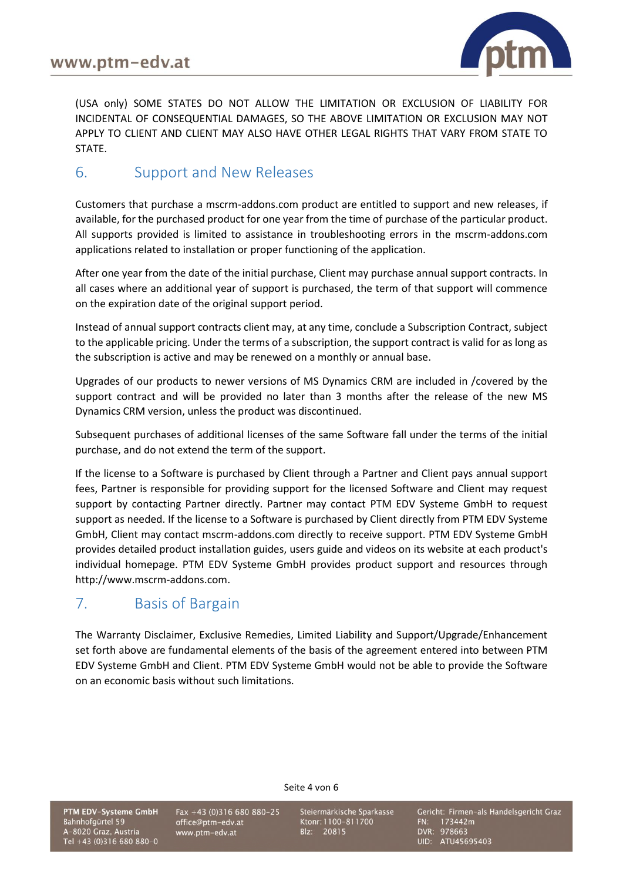(USA only) SOME STATES DO NOT ALLOW THE LIMITATION OR EXCLUSION OF LIABILITY FOR INCIDENTAL OF CONSEQUENTIAL DAMAGES, SO THE ABOVE LIMITATION OR EXCLUSION MAY NOT APPLY TO CLIENT AND CLIENT MAY ALSO HAVE OTHER LEGAL RIGHTS THAT VARY FROM STATE TO STATE.

## 6. Support and New Releases

Customers that purchase a mscrm-addons.com product are entitled to support and new releases, if available, for the purchased product for one year from the time of purchase of the particular product. All supports provided is limited to assistance in troubleshooting errors in the mscrm-addons.com applications related to installation or proper functioning of the application.

After one year from the date of the initial purchase, Client may purchase annual support contracts. In all cases where an additional year of support is purchased, the term of that support will commence on the expiration date of the original support period.

Instead of annual support contracts client may, at any time, conclude a Subscription Contract, subject to the applicable pricing. Under the terms of a subscription, the support contract is valid for as long as the subscription is active and may be renewed on a monthly or annual base.

Upgrades of our products to newer versions of MS Dynamics CRM are included in /covered by the support contract and will be provided no later than 3 months after the release of the new MS Dynamics CRM version, unless the product was discontinued.

Subsequent purchases of additional licenses of the same Software fall under the terms of the initial purchase, and do not extend the term of the support.

If the license to a Software is purchased by Client through a Partner and Client pays annual support fees, Partner is responsible for providing support for the licensed Software and Client may request support by contacting Partner directly. Partner may contact PTM EDV Systeme GmbH to request support as needed. If the license to a Software is purchased by Client directly from PTM EDV Systeme GmbH, Client may contact mscrm-addons.com directly to receive support. PTM EDV Systeme GmbH provides detailed product installation guides, users guide and videos on its website at each product's individual homepage. PTM EDV Systeme GmbH provides product support and resources through http://www.mscrm-addons.com.

## 7. Basis of Bargain

The Warranty Disclaimer, Exclusive Remedies, Limited Liability and Support/Upgrade/Enhancement set forth above are fundamental elements of the basis of the agreement entered into between PTM EDV Systeme GmbH and Client. PTM EDV Systeme GmbH would not be able to provide the Software on an economic basis without such limitations.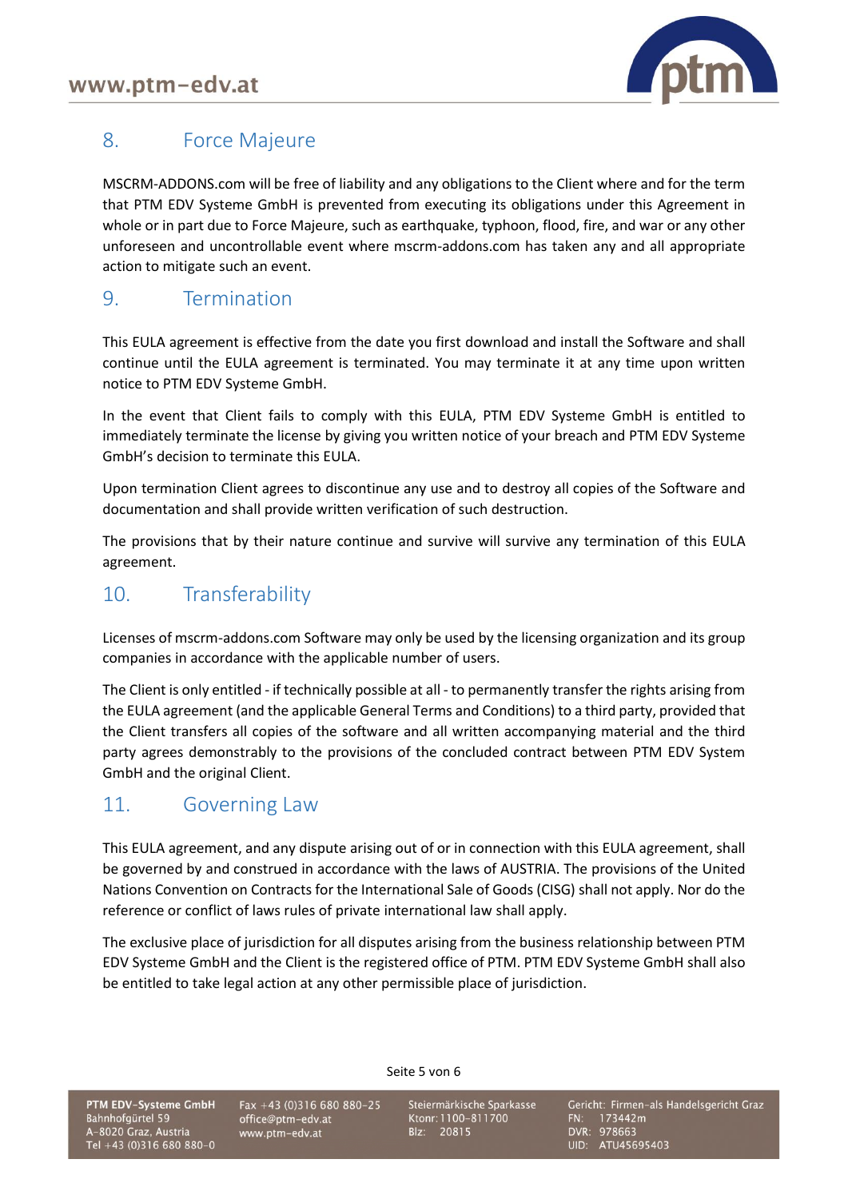## 8. Force Majeure

MSCRM-ADDONS.com will be free of liability and any obligations to the Client where and for the term that PTM EDV Systeme GmbH is prevented from executing its obligations under this Agreement in whole or in part due to Force Majeure, such as earthquake, typhoon, flood, fire, and war or any other unforeseen and uncontrollable event where mscrm-addons.com has taken any and all appropriate action to mitigate such an event.

## 9. Termination

This EULA agreement is effective from the date you first download and install the Software and shall continue until the EULA agreement is terminated. You may terminate it at any time upon written notice to PTM EDV Systeme GmbH.

In the event that Client fails to comply with this EULA, PTM EDV Systeme GmbH is entitled to immediately terminate the license by giving you written notice of your breach and PTM EDV Systeme GmbH's decision to terminate this EULA.

Upon termination Client agrees to discontinue any use and to destroy all copies of the Software and documentation and shall provide written verification of such destruction.

The provisions that by their nature continue and survive will survive any termination of this EULA agreement.

## 10. Transferability

Licenses of mscrm-addons.com Software may only be used by the licensing organization and its group companies in accordance with the applicable number of users.

The Client is only entitled - if technically possible at all - to permanently transfer the rights arising from the EULA agreement (and the applicable General Terms and Conditions) to a third party, provided that the Client transfers all copies of the software and all written accompanying material and the third party agrees demonstrably to the provisions of the concluded contract between PTM EDV System GmbH and the original Client.

## 11. Governing Law

This EULA agreement, and any dispute arising out of or in connection with this EULA agreement, shall be governed by and construed in accordance with the laws of AUSTRIA. The provisions of the United Nations Convention on Contracts for the International Sale of Goods (CISG) shall not apply. Nor do the reference or conflict of laws rules of private international law shall apply.

The exclusive place of jurisdiction for all disputes arising from the business relationship between PTM EDV Systeme GmbH and the Client is the registered office of PTM. PTM EDV Systeme GmbH shall also be entitled to take legal action at any other permissible place of jurisdiction.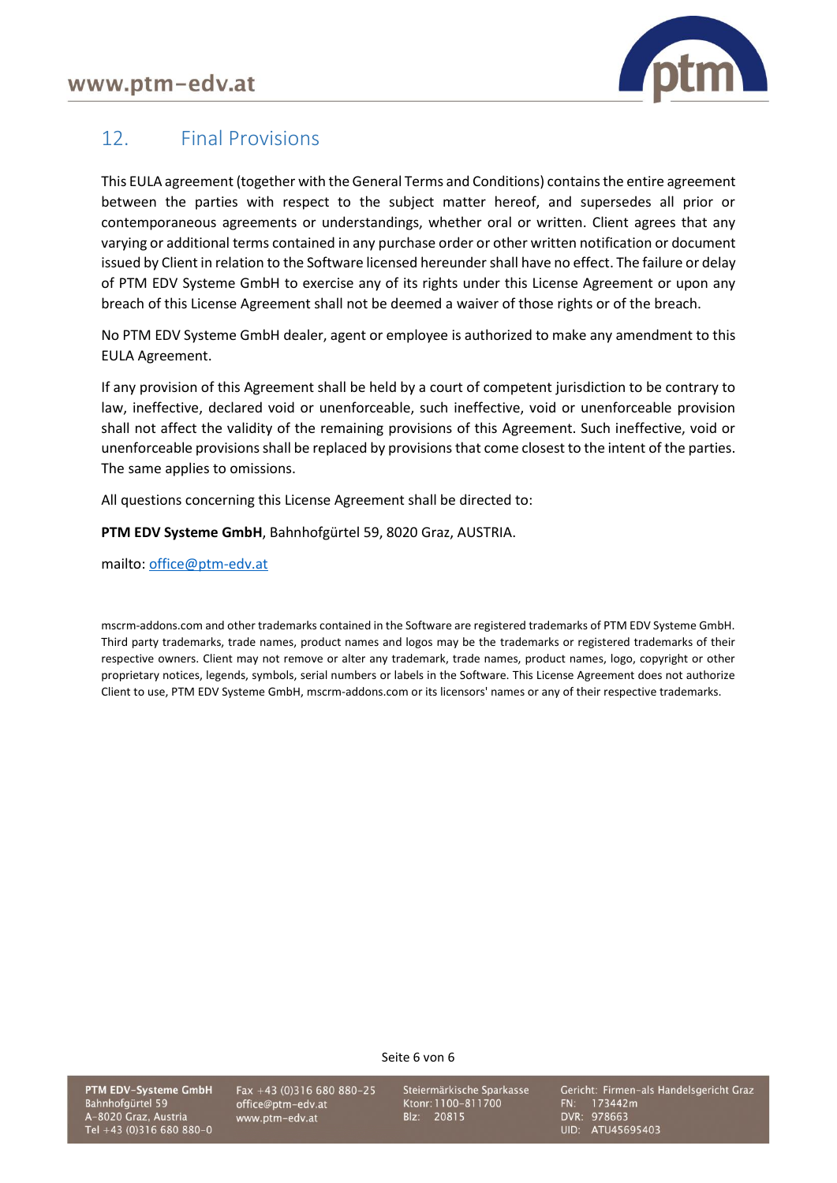## 12. Final Provisions

This EULA agreement (together with the General Terms and Conditions) contains the entire agreement between the parties with respect to the subject matter hereof, and supersedes all prior or contemporaneous agreements or understandings, whether oral or written. Client agrees that any varying or additional terms contained in any purchase order or other written notification or document issued by Client in relation to the Software licensed hereunder shall have no effect. The failure or delay of PTM EDV Systeme GmbH to exercise any of its rights under this License Agreement or upon any breach of this License Agreement shall not be deemed a waiver of those rights or of the breach.

No PTM EDV Systeme GmbH dealer, agent or employee is authorized to make any amendment to this EULA Agreement.

If any provision of this Agreement shall be held by a court of competent jurisdiction to be contrary to law, ineffective, declared void or unenforceable, such ineffective, void or unenforceable provision shall not affect the validity of the remaining provisions of this Agreement. Such ineffective, void or unenforceable provisions shall be replaced by provisions that come closest to the intent of the parties. The same applies to omissions.

All questions concerning this License Agreement shall be directed to:

**PTM EDV Systeme GmbH**, Bahnhofgürtel 59, 8020 Graz, AUSTRIA.

mailto: office@ptm-edv.at

mscrm-addons.com and other trademarks contained in the Software are registered trademarks of PTM EDV Systeme GmbH. Third party trademarks, trade names, product names and logos may be the trademarks or registered trademarks of their respective owners. Client may not remove or alter any trademark, trade names, product names, logo, copyright or other proprietary notices, legends, symbols, serial numbers or labels in the Software. This License Agreement does not authorize Client to use, PTM EDV Systeme GmbH, mscrm-addons.com or its licensors' names or any of their respective trademarks.